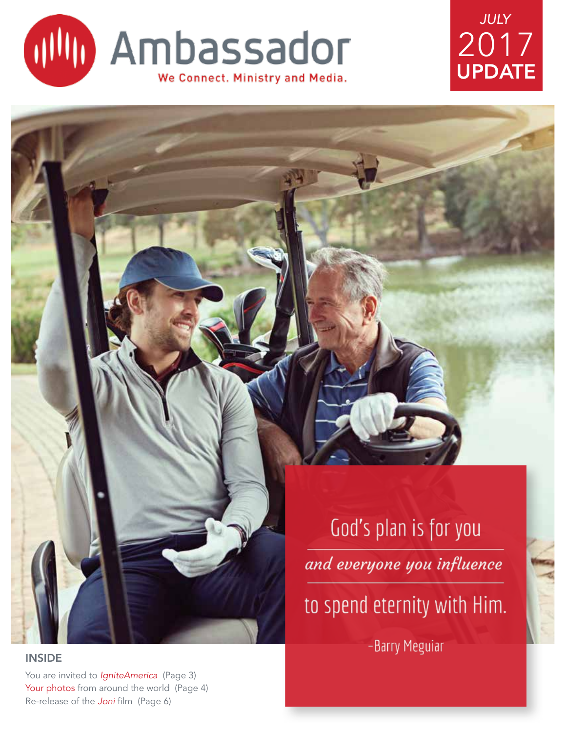# Ambassador

We Connect. Ministry and Media.

*JULY*
2017
**UPDATE**

God's plan is for you

*and everyone you influence*

to spend eternity with Him.

–Barry Meguiar

**INSIDE**

You are invited to *IgniteAmerica* (Page 3)

Your photos from around the world (Page 4)

Re-release of the *Joni* film (Page 6)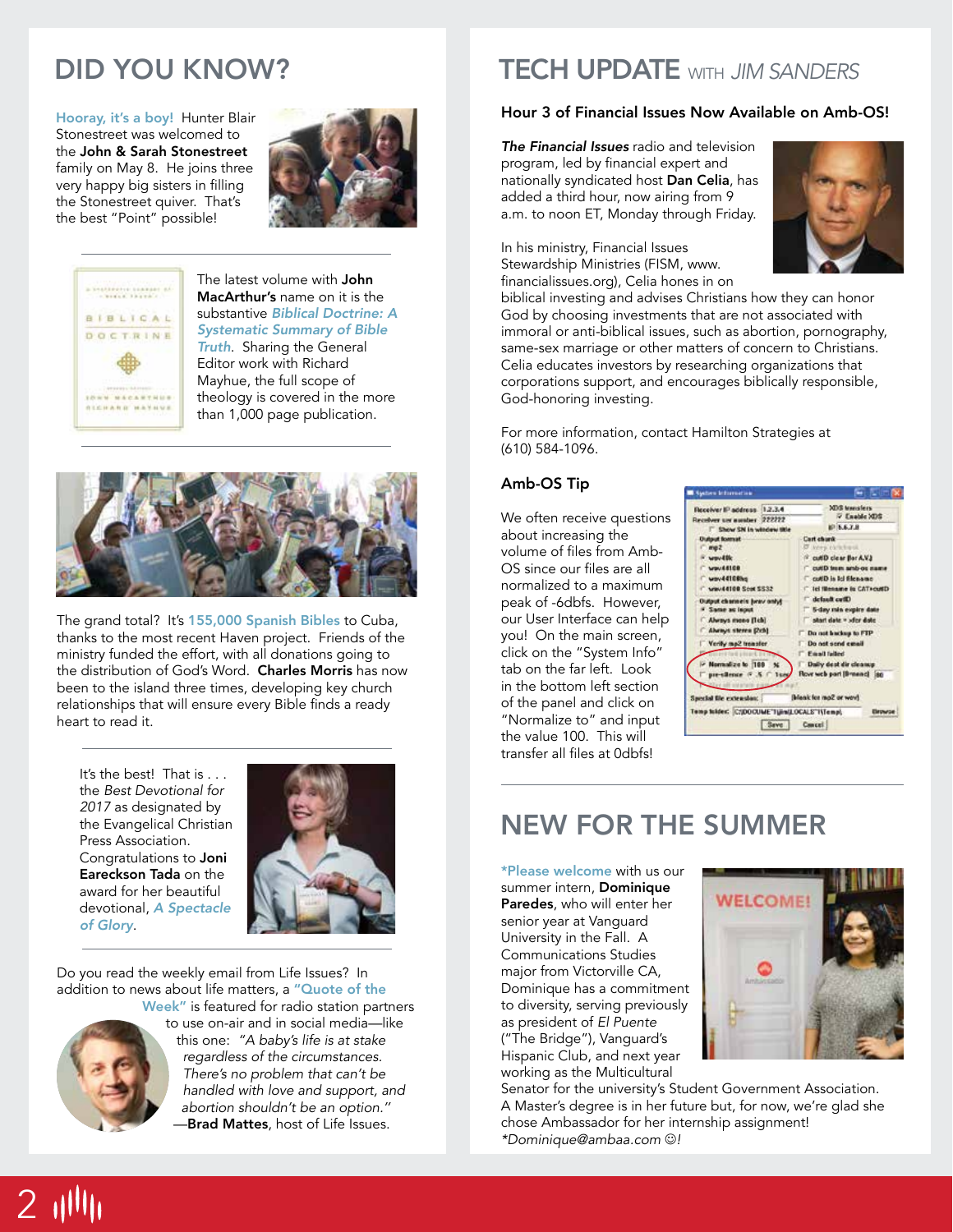# DID YOU KNOW?

**Hooray, it's a boy!** Hunter Blair Stonestreet was welcomed to the **John & Sarah Stonestreet** family on May 8. He joins three very happy big sisters in filling the Stonestreet quiver. That's the best "Point" possible!

---

The latest volume with **John MacArthur's** name on it is the substantive *Biblical Doctrine: A Systematic Summary of Bible Truth*. Sharing the General Editor work with Richard Mayhue, the full scope of theology is covered in the more than 1,000 page publication.

---

The grand total? It's **155,000 Spanish Bibles** to Cuba, thanks to the most recent Haven project. Friends of the ministry funded the effort, with all donations going to the distribution of God's Word. **Charles Morris** has now been to the island three times, developing key church relationships that will ensure every Bible finds a ready heart to read it.

---

It's the best! That is . . . the *Best Devotional for 2017* as designated by the Evangelical Christian Press Association. Congratulations to **Joni Eareckson Tada** on the award for her beautiful devotional, *A Spectacle of Glory*.

---

Do you read the weekly email from Life Issues? In addition to news about life matters, a **"Quote of the Week"** is featured for radio station partners to use on-air and in social media—like this one: *"A baby's life is at stake regardless of the circumstances. There's no problem that can't be handled with love and support, and abortion shouldn't be an option."* —**Brad Mattes**, host of Life Issues.

# TECH UPDATE *WITH JIM SANDERS*

### Hour 3 of Financial Issues Now Available on Amb-OS!

***The Financial Issues*** radio and television program, led by financial expert and nationally syndicated host **Dan Celia**, has added a third hour, now airing from 9 a.m. to noon ET, Monday through Friday.

In his ministry, Financial Issues Stewardship Ministries (FISM, www.financialissues.org), Celia hones in on biblical investing and advises Christians how they can honor God by choosing investments that are not associated with immoral or anti-biblical issues, such as abortion, pornography, same-sex marriage or other matters of concern to Christians. Celia educates investors by researching organizations that corporations support, and encourages biblically responsible, God-honoring investing.

For more information, contact Hamilton Strategies at (610) 584-1096.

### Amb-OS Tip

We often receive questions about increasing the volume of files from Amb-OS since our files are all normalized to a maximum peak of -6dbfs. However, our User Interface can help you! On the main screen, click on the "System Info" tab on the far left. Look in the bottom left section of the panel and click on "Normalize to" and input the value 100. This will transfer all files at 0dbfs!

# NEW FOR THE SUMMER

**\*Please welcome** with us our summer intern, **Dominique Paredes**, who will enter her senior year at Vanguard University in the Fall. A Communications Studies major from Victorville CA, Dominique has a commitment to diversity, serving previously as president of *El Puente* ("The Bridge"), Vanguard's Hispanic Club, and next year working as the Multicultural Senator for the university's Student Government Association. A Master's degree is in her future but, for now, we're glad she chose Ambassador for her internship assignment! *\*Dominique@ambaa.com ☺!*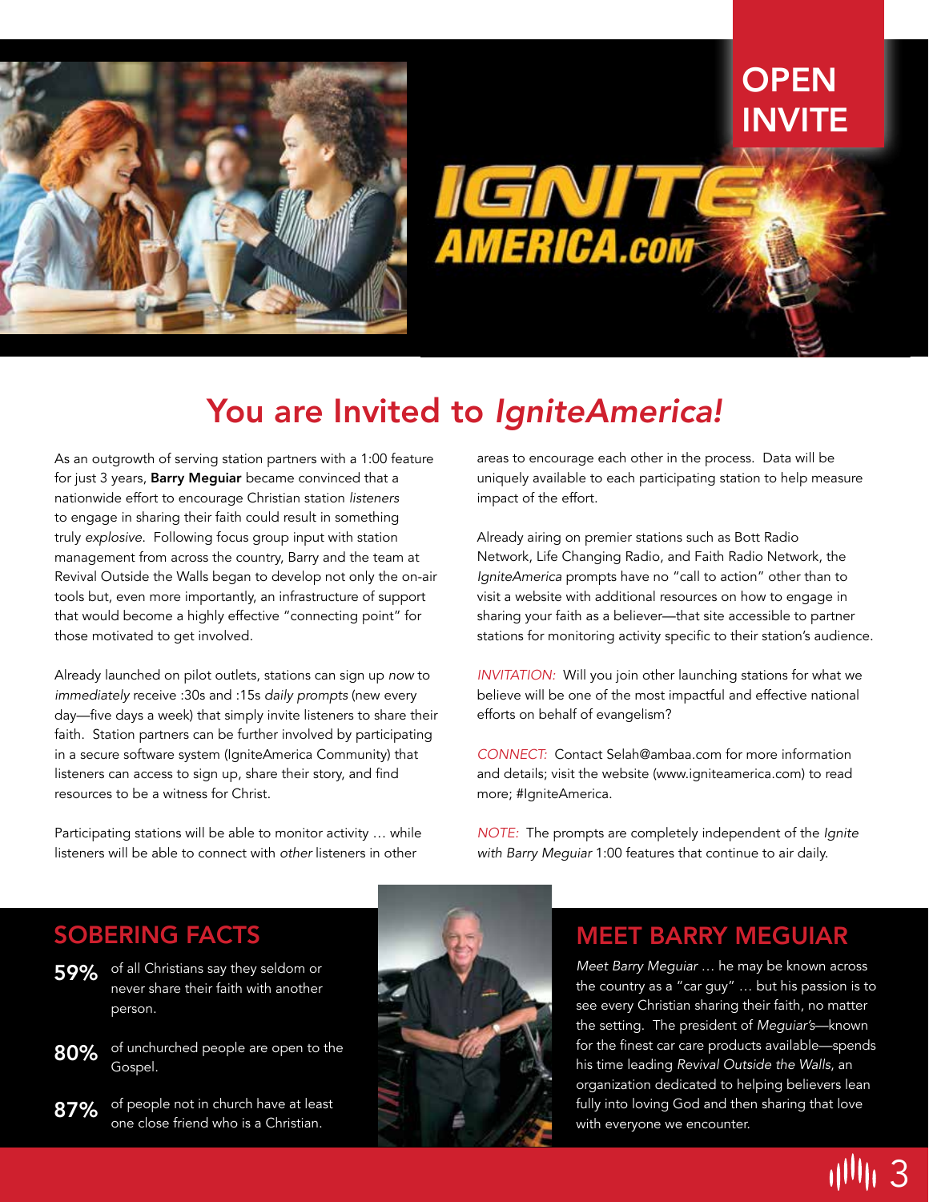OPEN INVITE

IGNITE AMERICA.com

# You are Invited to *IgniteAmerica!*

As an outgrowth of serving station partners with a 1:00 feature for just 3 years, **Barry Meguiar** became convinced that a nationwide effort to encourage Christian station *listeners* to engage in sharing their faith could result in something truly *explosive*. Following focus group input with station management from across the country, Barry and the team at Revival Outside the Walls began to develop not only the on-air tools but, even more importantly, an infrastructure of support that would become a highly effective "connecting point" for those motivated to get involved.

Already launched on pilot outlets, stations can sign up *now* to *immediately* receive :30s and :15s *daily prompts* (new every day—five days a week) that simply invite listeners to share their faith. Station partners can be further involved by participating in a secure software system (IgniteAmerica Community) that listeners can access to sign up, share their story, and find resources to be a witness for Christ.

Participating stations will be able to monitor activity … while listeners will be able to connect with *other* listeners in other areas to encourage each other in the process. Data will be uniquely available to each participating station to help measure impact of the effort.

Already airing on premier stations such as Bott Radio Network, Life Changing Radio, and Faith Radio Network, the *IgniteAmerica* prompts have no "call to action" other than to visit a website with additional resources on how to engage in sharing your faith as a believer—that site accessible to partner stations for monitoring activity specific to their station's audience.

*INVITATION:* Will you join other launching stations for what we believe will be one of the most impactful and effective national efforts on behalf of evangelism?

*CONNECT:* Contact Selah@ambaa.com for more information and details; visit the website (www.igniteamerica.com) to read more; #IgniteAmerica.

*NOTE:* The prompts are completely independent of the *Ignite with Barry Meguiar* 1:00 features that continue to air daily.

## SOBERING FACTS

**59%** of all Christians say they seldom or never share their faith with another person.

**80%** of unchurched people are open to the Gospel.

**87%** of people not in church have at least one close friend who is a Christian.

## MEET BARRY MEGUIAR

*Meet Barry Meguiar* … he may be known across the country as a "car guy" … but his passion is to see every Christian sharing their faith, no matter the setting. The president of *Meguiar's*—known for the finest car care products available—spends his time leading *Revival Outside the Walls*, an organization dedicated to helping believers lean fully into loving God and then sharing that love with everyone we encounter.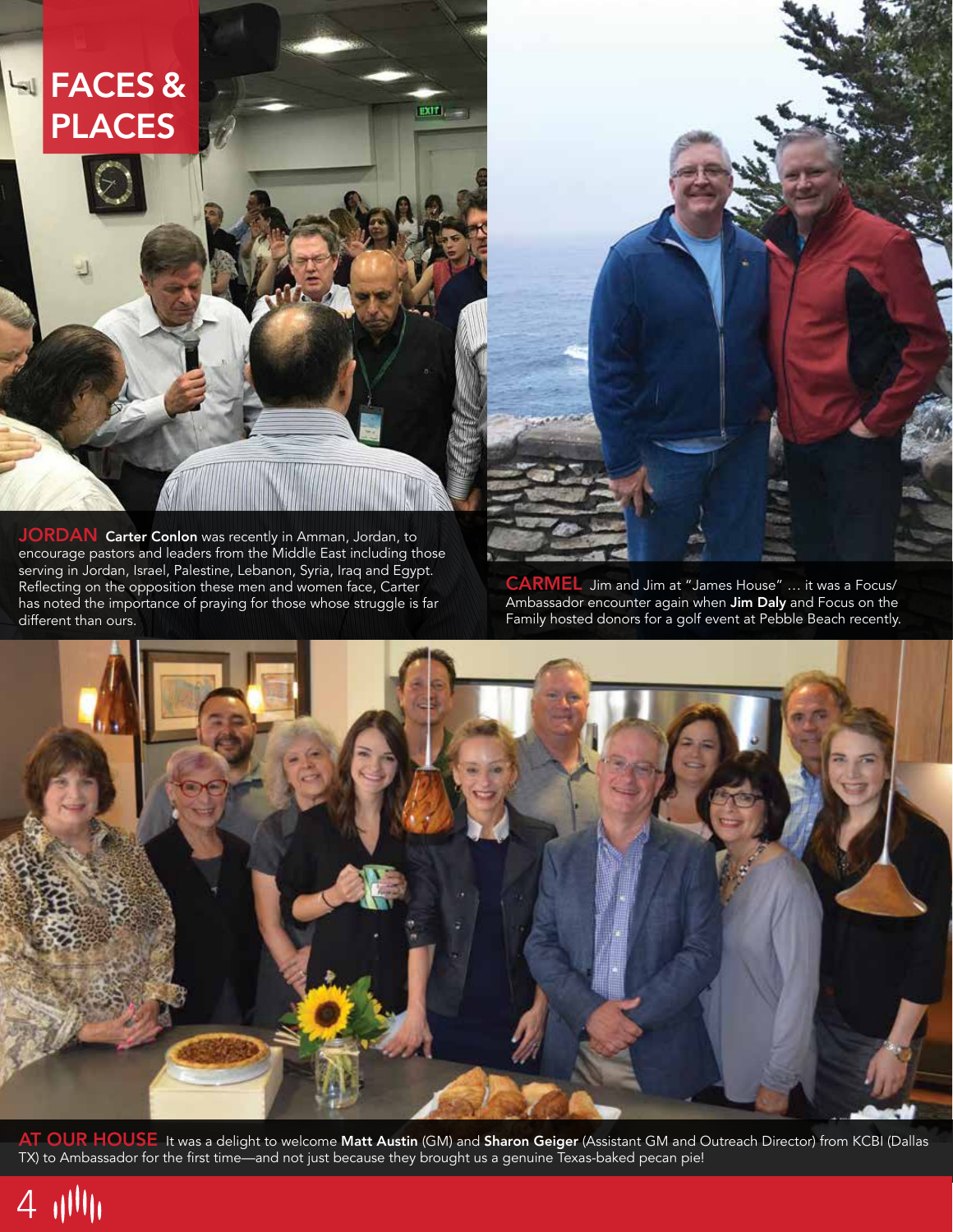# FACES & PLACES

**JORDAN** **Carter Conlon** was recently in Amman, Jordan, to encourage pastors and leaders from the Middle East including those serving in Jordan, Israel, Palestine, Lebanon, Syria, Iraq and Egypt. Reflecting on the opposition these men and women face, Carter has noted the importance of praying for those whose struggle is far different than ours.

**CARMEL** Jim and Jim at "James House" … it was a Focus/ Ambassador encounter again when **Jim Daly** and Focus on the Family hosted donors for a golf event at Pebble Beach recently.

**AT OUR HOUSE** It was a delight to welcome **Matt Austin** (GM) and **Sharon Geiger** (Assistant GM and Outreach Director) from KCBI (Dallas TX) to Ambassador for the first time—and not just because they brought us a genuine Texas-baked pecan pie!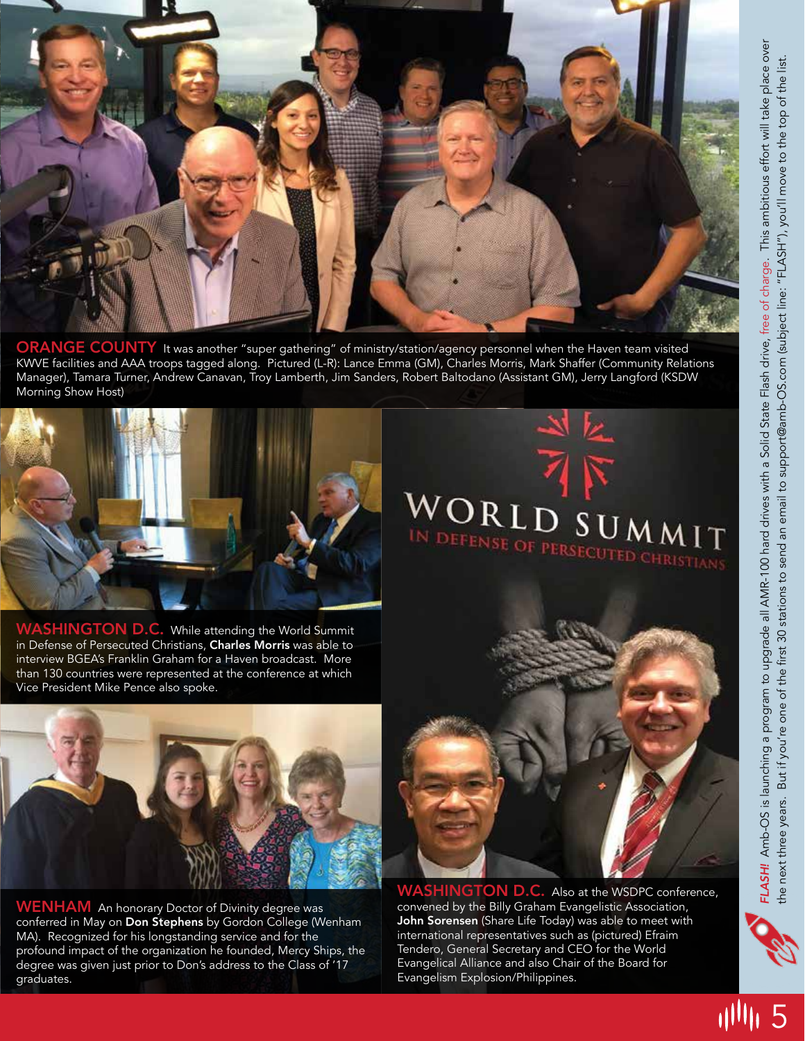**ORANGE COUNTY** It was another "super gathering" of ministry/station/agency personnel when the Haven team visited KWVE facilities and AAA troops tagged along. Pictured (L-R): Lance Emma (GM), Charles Morris, Mark Shaffer (Community Relations Manager), Tamara Turner, Andrew Canavan, Troy Lamberth, Jim Sanders, Robert Baltodano (Assistant GM), Jerry Langford (KSDW Morning Show Host)

**WASHINGTON D.C.** While attending the World Summit in Defense of Persecuted Christians, **Charles Morris** was able to interview BGEA's Franklin Graham for a Haven broadcast. More than 130 countries were represented at the conference at which Vice President Mike Pence also spoke.

**WENHAM** An honorary Doctor of Divinity degree was conferred in May on **Don Stephens** by Gordon College (Wenham MA). Recognized for his longstanding service and for the profound impact of the organization he founded, Mercy Ships, the degree was given just prior to Don's address to the Class of '17 graduates.

**WASHINGTON D.C.** Also at the WSDPC conference, convened by the Billy Graham Evangelistic Association, **John Sorensen** (Share Life Today) was able to meet with international representatives such as (pictured) Efraim Tendero, General Secretary and CEO for the World Evangelical Alliance and also Chair of the Board for Evangelism Explosion/Philippines.

*FLASH!* Amb-OS is launching a program to upgrade all AMR-100 hard drives with a Solid State Flash drive, free of charge. This ambitious effort will take place over the next three years. But if you're one of the first 30 stations to send an email to support@amb-OS.com (subject line: "FLASH"), you'll move to the top of the list.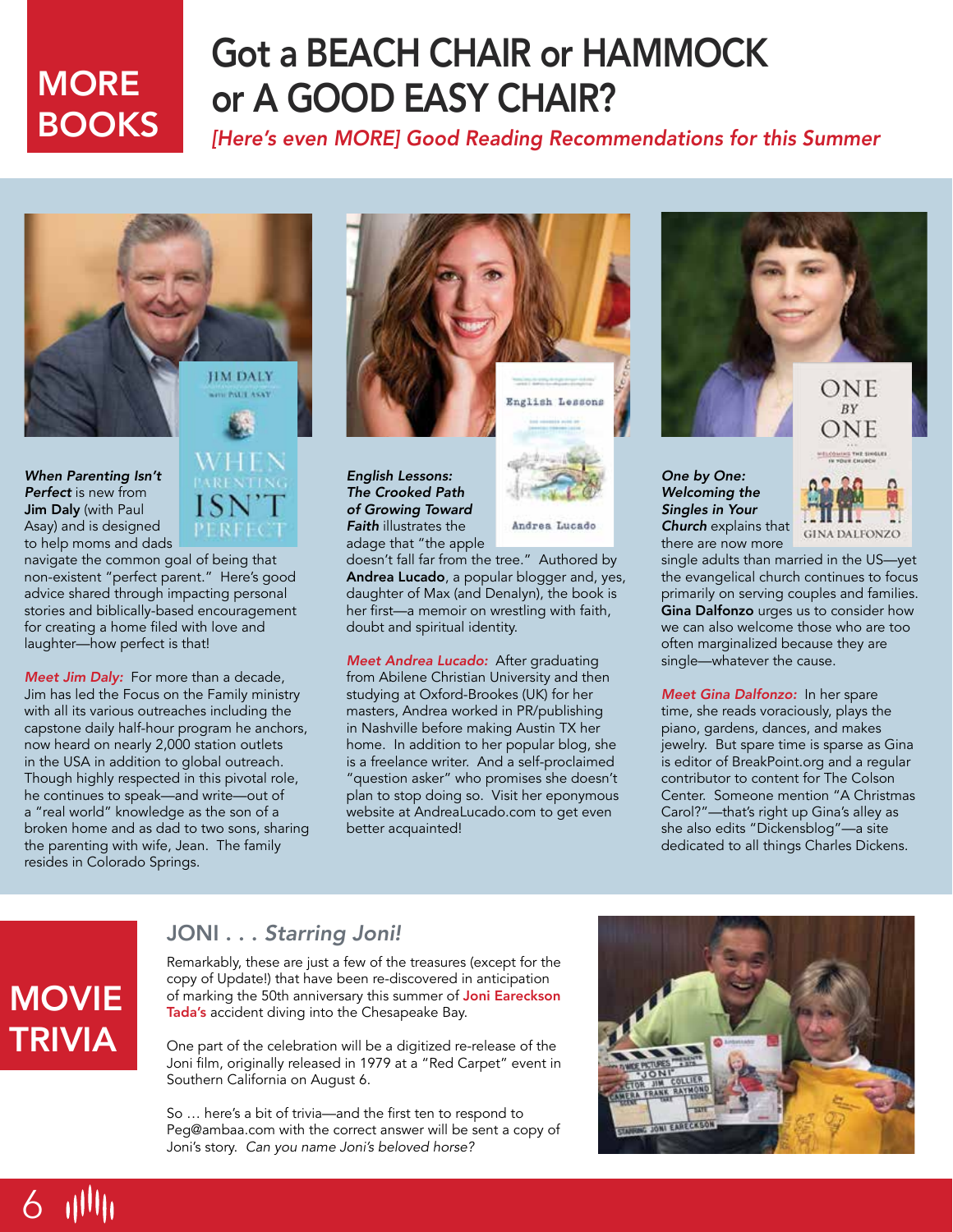# MORE BOOKS

## Got a BEACH CHAIR or HAMMOCK or A GOOD EASY CHAIR?

*[Here's even MORE] Good Reading Recommendations for this Summer*

***When Parenting Isn't Perfect*** is new from **Jim Daly** (with Paul Asay) and is designed to help moms and dads navigate the common goal of being that non-existent "perfect parent." Here's good advice shared through impacting personal stories and biblically-based encouragement for creating a home filled with love and laughter—how perfect is that!

*Meet Jim Daly:* For more than a decade, Jim has led the Focus on the Family ministry with all its various outreaches including the capstone daily half-hour program he anchors, now heard on nearly 2,000 station outlets in the USA in addition to global outreach. Though highly respected in this pivotal role, he continues to speak—and write—out of a "real world" knowledge as the son of a broken home and as dad to two sons, sharing the parenting with wife, Jean. The family resides in Colorado Springs.

***English Lessons: The Crooked Path of Growing Toward Faith*** illustrates the adage that "the apple doesn't fall far from the tree." Authored by **Andrea Lucado**, a popular blogger and, yes, daughter of Max (and Denalyn), the book is her first—a memoir on wrestling with faith, doubt and spiritual identity.

*Meet Andrea Lucado:* After graduating from Abilene Christian University and then studying at Oxford-Brookes (UK) for her masters, Andrea worked in PR/publishing in Nashville before making Austin TX her home. In addition to her popular blog, she is a freelance writer. And a self-proclaimed "question asker" who promises she doesn't plan to stop doing so. Visit her eponymous website at AndreaLucado.com to get even better acquainted!

***One by One: Welcoming the Singles in Your Church*** explains that there are now more single adults than married in the US—yet the evangelical church continues to focus primarily on serving couples and families. **Gina Dalfonzo** urges us to consider how we can also welcome those who are too often marginalized because they are single—whatever the cause.

*Meet Gina Dalfonzo:* In her spare time, she reads voraciously, plays the piano, gardens, dances, and makes jewelry. But spare time is sparse as Gina is editor of BreakPoint.org and a regular contributor to content for The Colson Center. Someone mention "A Christmas Carol?"—that's right up Gina's alley as she also edits "Dickensblog"—a site dedicated to all things Charles Dickens.

# MOVIE TRIVIA

## JONI . . . *Starring Joni!*

Remarkably, these are just a few of the treasures (except for the copy of Update!) that have been re-discovered in anticipation of marking the 50th anniversary this summer of **Joni Eareckson Tada's** accident diving into the Chesapeake Bay.

One part of the celebration will be a digitized re-release of the Joni film, originally released in 1979 at a "Red Carpet" event in Southern California on August 6.

So … here's a bit of trivia—and the first ten to respond to Peg@ambaa.com with the correct answer will be sent a copy of Joni's story. *Can you name Joni's beloved horse?*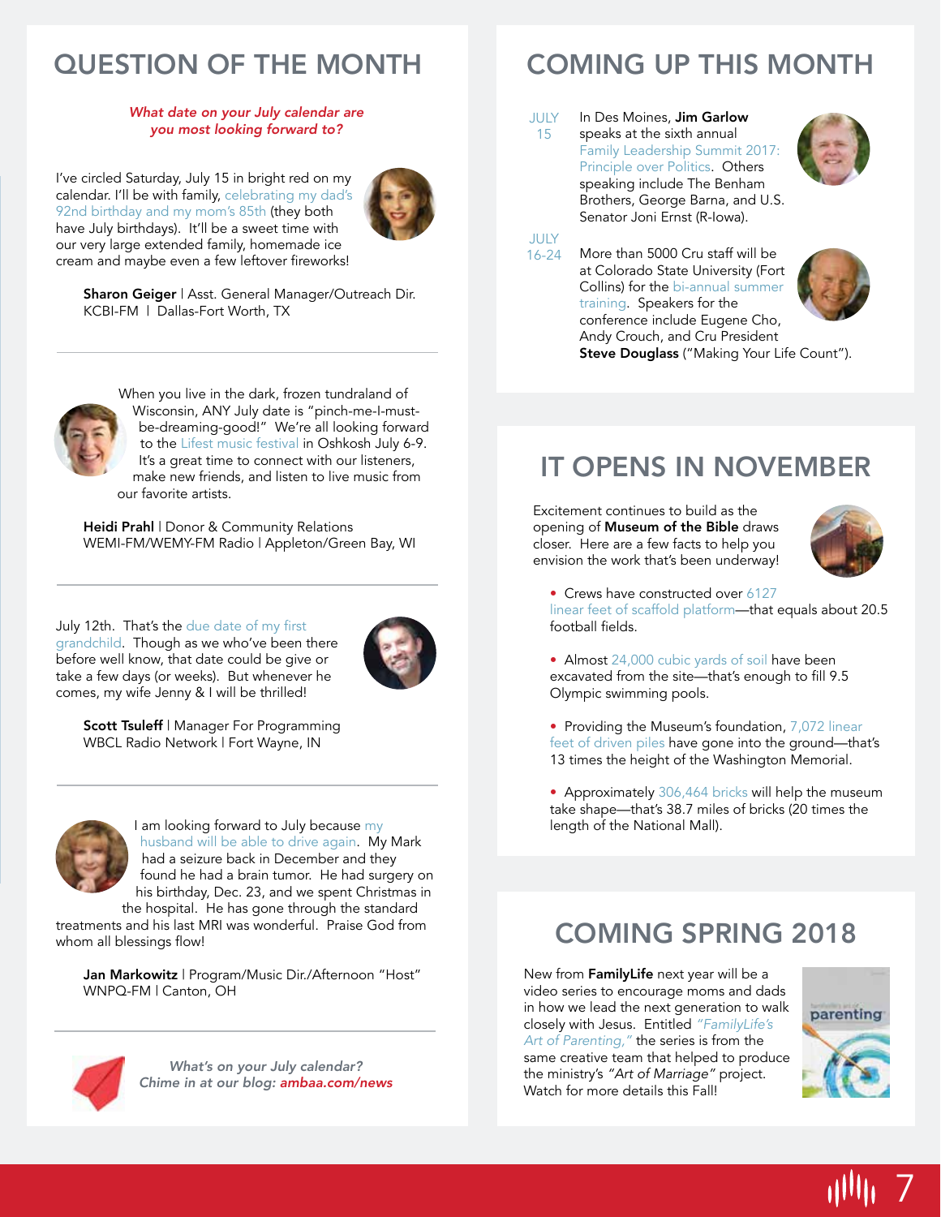## QUESTION OF THE MONTH

*What date on your July calendar are you most looking forward to?*

I've circled Saturday, July 15 in bright red on my calendar. I'll be with family, celebrating my dad's 92nd birthday and my mom's 85th (they both have July birthdays). It'll be a sweet time with our very large extended family, homemade ice cream and maybe even a few leftover fireworks!

**Sharon Geiger** | Asst. General Manager/Outreach Dir.
KCBI-FM | Dallas-Fort Worth, TX

---

When you live in the dark, frozen tundraland of Wisconsin, ANY July date is "pinch-me-I-must-be-dreaming-good!" We're all looking forward to the Lifest music festival in Oshkosh July 6-9. It's a great time to connect with our listeners, make new friends, and listen to live music from our favorite artists.

**Heidi Prahl** | Donor & Community Relations
WEMI-FM/WEMY-FM Radio | Appleton/Green Bay, WI

---

July 12th. That's the due date of my first grandchild. Though as we who've been there before well know, that date could be give or take a few days (or weeks). But whenever he comes, my wife Jenny & I will be thrilled!

**Scott Tsuleff** | Manager For Programming
WBCL Radio Network | Fort Wayne, IN

---

I am looking forward to July because my husband will be able to drive again. My Mark had a seizure back in December and they found he had a brain tumor. He had surgery on his birthday, Dec. 23, and we spent Christmas in the hospital. He has gone through the standard treatments and his last MRI was wonderful. Praise God from whom all blessings flow!

**Jan Markowitz** | Program/Music Dir./Afternoon "Host"
WNPQ-FM | Canton, OH

---

*What's on your July calendar?*
*Chime in at our blog:* ***ambaa.com/news***

## COMING UP THIS MONTH

**JULY 15** — In Des Moines, **Jim Garlow** speaks at the sixth annual Family Leadership Summit 2017: Principle over Politics. Others speaking include The Benham Brothers, George Barna, and U.S. Senator Joni Ernst (R-Iowa).

**JULY 16-24** — More than 5000 Cru staff will be at Colorado State University (Fort Collins) for the bi-annual summer training. Speakers for the conference include Eugene Cho, Andy Crouch, and Cru President **Steve Douglass** ("Making Your Life Count").

## IT OPENS IN NOVEMBER

Excitement continues to build as the opening of **Museum of the Bible** draws closer. Here are a few facts to help you envision the work that's been underway!

- Crews have constructed over 6127 linear feet of scaffold platform—that equals about 20.5 football fields.
- Almost 24,000 cubic yards of soil have been excavated from the site—that's enough to fill 9.5 Olympic swimming pools.
- Providing the Museum's foundation, 7,072 linear feet of driven piles have gone into the ground—that's 13 times the height of the Washington Memorial.
- Approximately 306,464 bricks will help the museum take shape—that's 38.7 miles of bricks (20 times the length of the National Mall).

## COMING SPRING 2018

New from **FamilyLife** next year will be a video series to encourage moms and dads in how we lead the next generation to walk closely with Jesus. Entitled *"FamilyLife's Art of Parenting,"* the series is from the same creative team that helped to produce the ministry's *"Art of Marriage"* project. Watch for more details this Fall!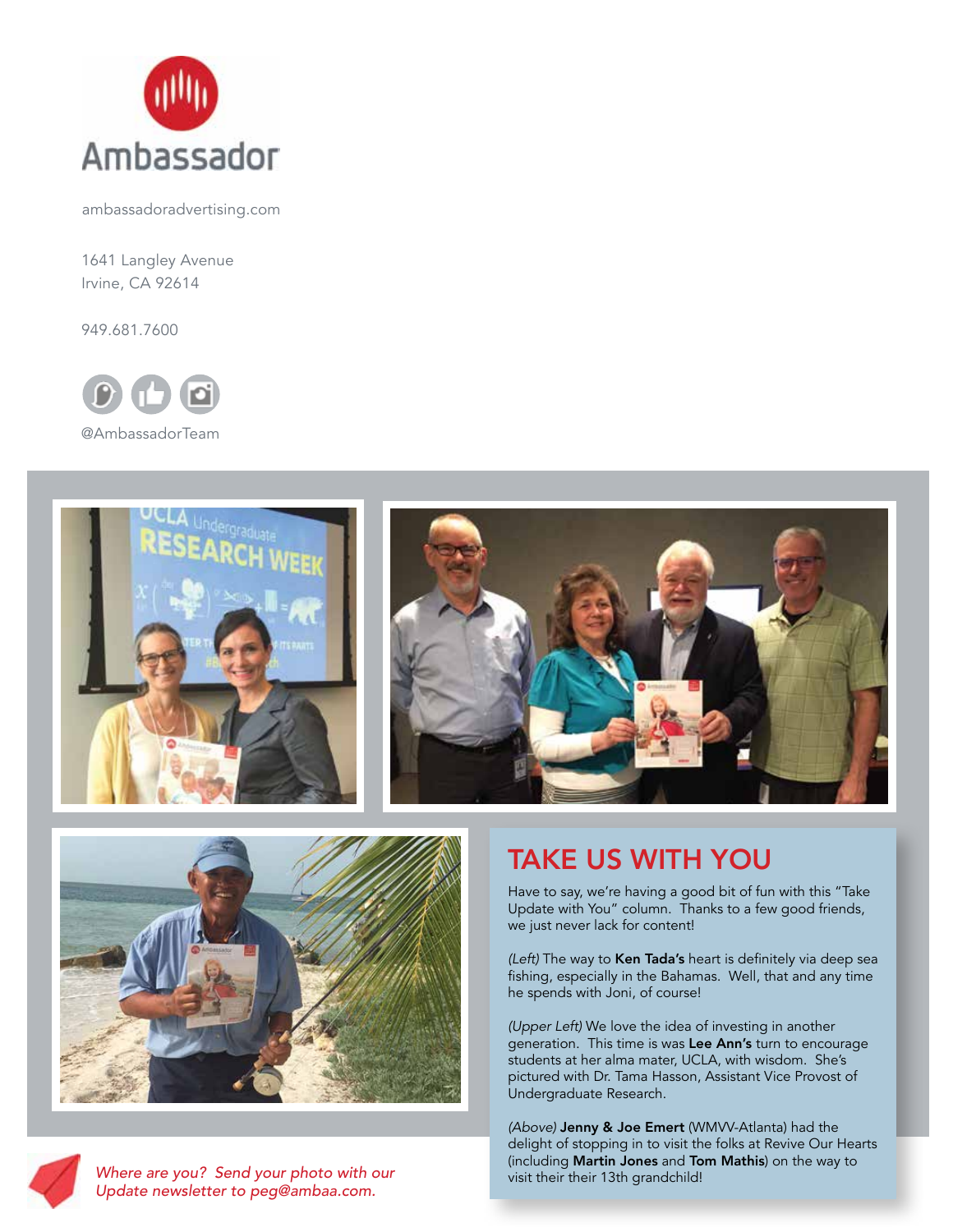Ambassador

ambassadoradvertising.com

1641 Langley Avenue
Irvine, CA 92614

949.681.7600

@AmbassadorTeam

## TAKE US WITH YOU

Have to say, we're having a good bit of fun with this "Take Update with You" column. Thanks to a few good friends, we just never lack for content!

*(Left)* The way to **Ken Tada's** heart is definitely via deep sea fishing, especially in the Bahamas. Well, that and any time he spends with Joni, of course!

*(Upper Left)* We love the idea of investing in another generation. This time is was **Lee Ann's** turn to encourage students at her alma mater, UCLA, with wisdom. She's pictured with Dr. Tama Hasson, Assistant Vice Provost of Undergraduate Research.

*(Above)* **Jenny & Joe Emert** (WMVV-Atlanta) had the delight of stopping in to visit the folks at Revive Our Hearts (including **Martin Jones** and **Tom Mathis**) on the way to visit their their 13th grandchild!

*Where are you? Send your photo with our Update newsletter to peg@ambaa.com.*